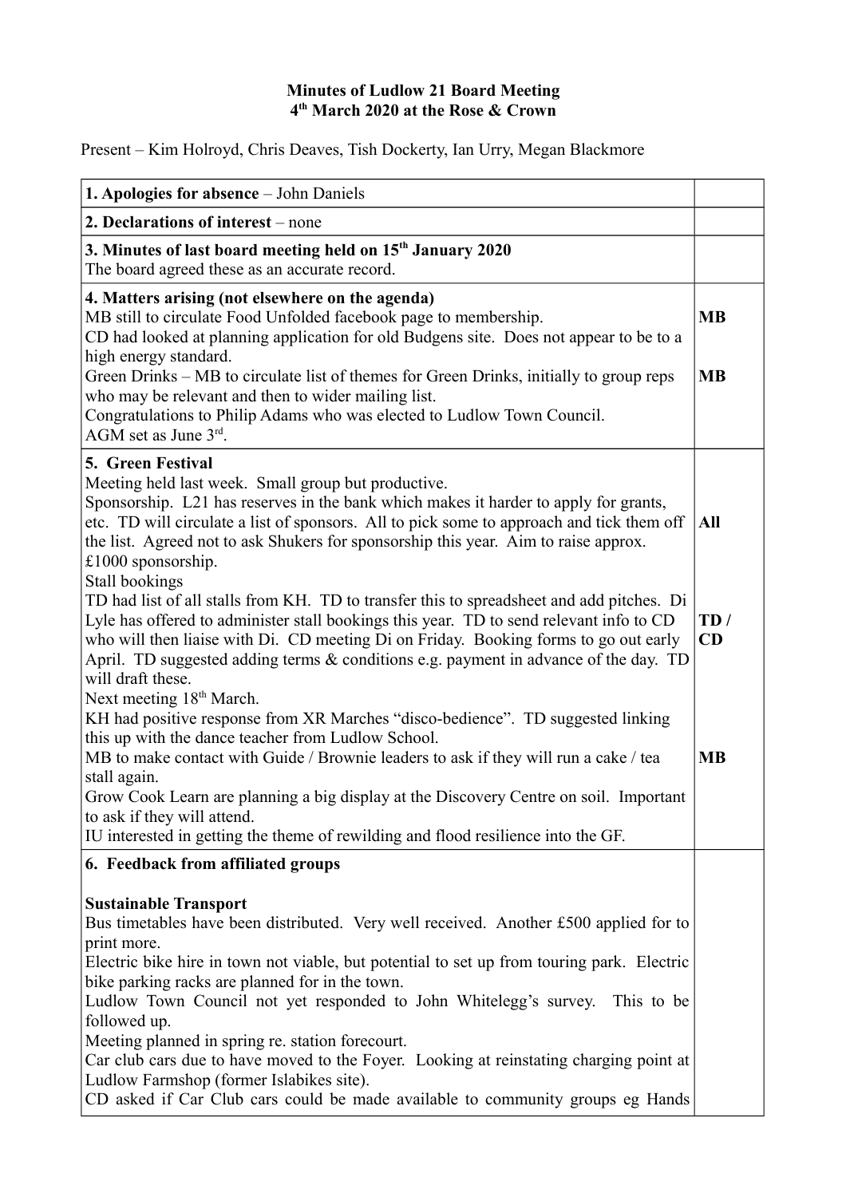**Minutes of Ludlow 21 Board Meeting**
**4th March 2020 at the Rose & Crown**

Present – Kim Holroyd, Chris Deaves, Tish Dockerty, Ian Urry, Megan Blackmore

| | |
|---|---|
| **1. Apologies for absence** – John Daniels | |
| **2. Declarations of interest** – none | |
| **3. Minutes of last board meeting held on 15th January 2020**<br>The board agreed these as an accurate record. | |
| **4. Matters arising (not elsewhere on the agenda)**<br>MB still to circulate Food Unfolded facebook page to membership.<br>CD had looked at planning application for old Budgens site. Does not appear to be to a high energy standard.<br>Green Drinks – MB to circulate list of themes for Green Drinks, initially to group reps who may be relevant and then to wider mailing list.<br>Congratulations to Philip Adams who was elected to Ludlow Town Council.<br>AGM set as June 3rd. | **MB**<br><br><br>**MB** |
| **5. Green Festival**<br>Meeting held last week. Small group but productive.<br>Sponsorship. L21 has reserves in the bank which makes it harder to apply for grants, etc. TD will circulate a list of sponsors. All to pick some to approach and tick them off the list. Agreed not to ask Shukers for sponsorship this year. Aim to raise approx. £1000 sponsorship.<br>Stall bookings<br>TD had list of all stalls from KH. TD to transfer this to spreadsheet and add pitches. Di Lyle has offered to administer stall bookings this year. TD to send relevant info to CD who will then liaise with Di. CD meeting Di on Friday. Booking forms to go out early April. TD suggested adding terms & conditions e.g. payment in advance of the day. TD will draft these.<br>Next meeting 18th March.<br>KH had positive response from XR Marches "disco-bedience". TD suggested linking this up with the dance teacher from Ludlow School.<br>MB to make contact with Guide / Brownie leaders to ask if they will run a cake / tea stall again.<br>Grow Cook Learn are planning a big display at the Discovery Centre on soil. Important to ask if they will attend.<br>IU interested in getting the theme of rewilding and flood resilience into the GF. | **All**<br><br><br>**TD / CD**<br><br><br>**MB** |
| **6. Feedback from affiliated groups**<br><br>**Sustainable Transport**<br>Bus timetables have been distributed. Very well received. Another £500 applied for to print more.<br>Electric bike hire in town not viable, but potential to set up from touring park. Electric bike parking racks are planned for in the town.<br>Ludlow Town Council not yet responded to John Whitelegg's survey. This to be followed up.<br>Meeting planned in spring re. station forecourt.<br>Car club cars due to have moved to the Foyer. Looking at reinstating charging point at Ludlow Farmshop (former Islabikes site).<br>CD asked if Car Club cars could be made available to community groups eg Hands | |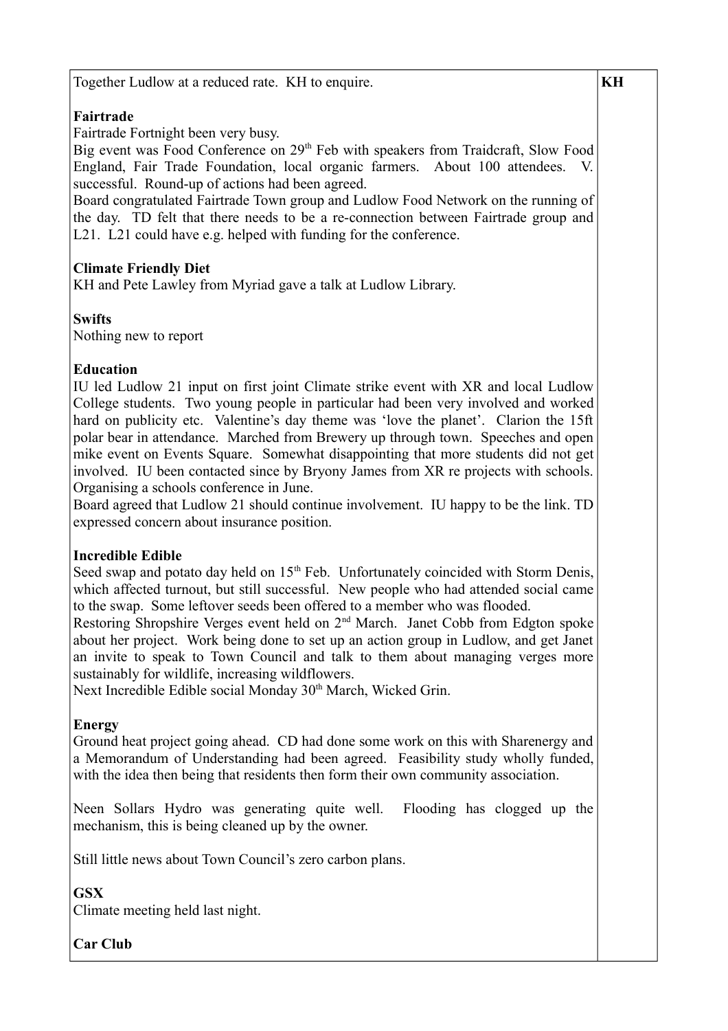| | |
|---|---|
| Together Ludlow at a reduced rate. KH to enquire.<br><br>**Fairtrade**<br>Fairtrade Fortnight been very busy.<br>Big event was Food Conference on 29th Feb with speakers from Traidcraft, Slow Food England, Fair Trade Foundation, local organic farmers. About 100 attendees. V. successful. Round-up of actions had been agreed.<br>Board congratulated Fairtrade Town group and Ludlow Food Network on the running of the day. TD felt that there needs to be a re-connection between Fairtrade group and L21. L21 could have e.g. helped with funding for the conference.<br><br>**Climate Friendly Diet**<br>KH and Pete Lawley from Myriad gave a talk at Ludlow Library.<br><br>**Swifts**<br>Nothing new to report<br><br>**Education**<br>IU led Ludlow 21 input on first joint Climate strike event with XR and local Ludlow College students. Two young people in particular had been very involved and worked hard on publicity etc. Valentine's day theme was 'love the planet'. Clarion the 15ft polar bear in attendance. Marched from Brewery up through town. Speeches and open mike event on Events Square. Somewhat disappointing that more students did not get involved. IU been contacted since by Bryony James from XR re projects with schools. Organising a schools conference in June.<br>Board agreed that Ludlow 21 should continue involvement. IU happy to be the link. TD expressed concern about insurance position.<br><br>**Incredible Edible**<br>Seed swap and potato day held on 15th Feb. Unfortunately coincided with Storm Denis, which affected turnout, but still successful. New people who had attended social came to the swap. Some leftover seeds been offered to a member who was flooded.<br>Restoring Shropshire Verges event held on 2nd March. Janet Cobb from Edgton spoke about her project. Work being done to set up an action group in Ludlow, and get Janet an invite to speak to Town Council and talk to them about managing verges more sustainably for wildlife, increasing wildflowers.<br>Next Incredible Edible social Monday 30th March, Wicked Grin.<br><br>**Energy**<br>Ground heat project going ahead. CD had done some work on this with Sharenergy and a Memorandum of Understanding had been agreed. Feasibility study wholly funded, with the idea then being that residents then form their own community association.<br><br>Neen Sollars Hydro was generating quite well. Flooding has clogged up the mechanism, this is being cleaned up by the owner.<br><br>Still little news about Town Council's zero carbon plans.<br><br>**GSX**<br>Climate meeting held last night.<br><br>**Car Club** | **KH** |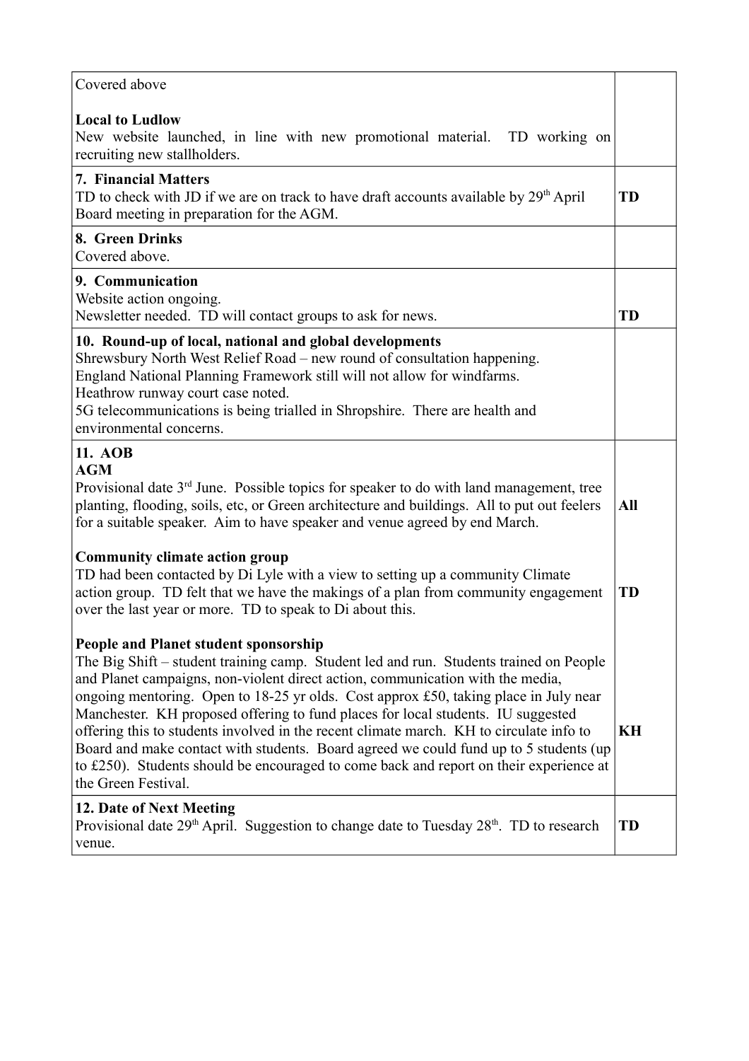| | |
|---|---|
| Covered above<br><br>**Local to Ludlow**<br>New website launched, in line with new promotional material. TD working on recruiting new stallholders. | |
| **7. Financial Matters**<br>TD to check with JD if we are on track to have draft accounts available by 29th April Board meeting in preparation for the AGM. | **TD** |
| **8. Green Drinks**<br>Covered above. | |
| **9. Communication**<br>Website action ongoing.<br>Newsletter needed. TD will contact groups to ask for news. | **TD** |
| **10. Round-up of local, national and global developments**<br>Shrewsbury North West Relief Road – new round of consultation happening.<br>England National Planning Framework still will not allow for windfarms.<br>Heathrow runway court case noted.<br>5G telecommunications is being trialled in Shropshire. There are health and environmental concerns. | |
| **11. AOB**<br>**AGM**<br>Provisional date 3rd June. Possible topics for speaker to do with land management, tree planting, flooding, soils, etc, or Green architecture and buildings. All to put out feelers for a suitable speaker. Aim to have speaker and venue agreed by end March. | **All** |
| **Community climate action group**<br>TD had been contacted by Di Lyle with a view to setting up a community Climate action group. TD felt that we have the makings of a plan from community engagement over the last year or more. TD to speak to Di about this. | **TD** |
| **People and Planet student sponsorship**<br>The Big Shift – student training camp. Student led and run. Students trained on People and Planet campaigns, non-violent direct action, communication with the media, ongoing mentoring. Open to 18-25 yr olds. Cost approx £50, taking place in July near Manchester. KH proposed offering to fund places for local students. IU suggested offering this to students involved in the recent climate march. KH to circulate info to Board and make contact with students. Board agreed we could fund up to 5 students (up to £250). Students should be encouraged to come back and report on their experience at the Green Festival. | **KH** |
| **12. Date of Next Meeting**<br>Provisional date 29th April. Suggestion to change date to Tuesday 28th. TD to research venue. | **TD** |